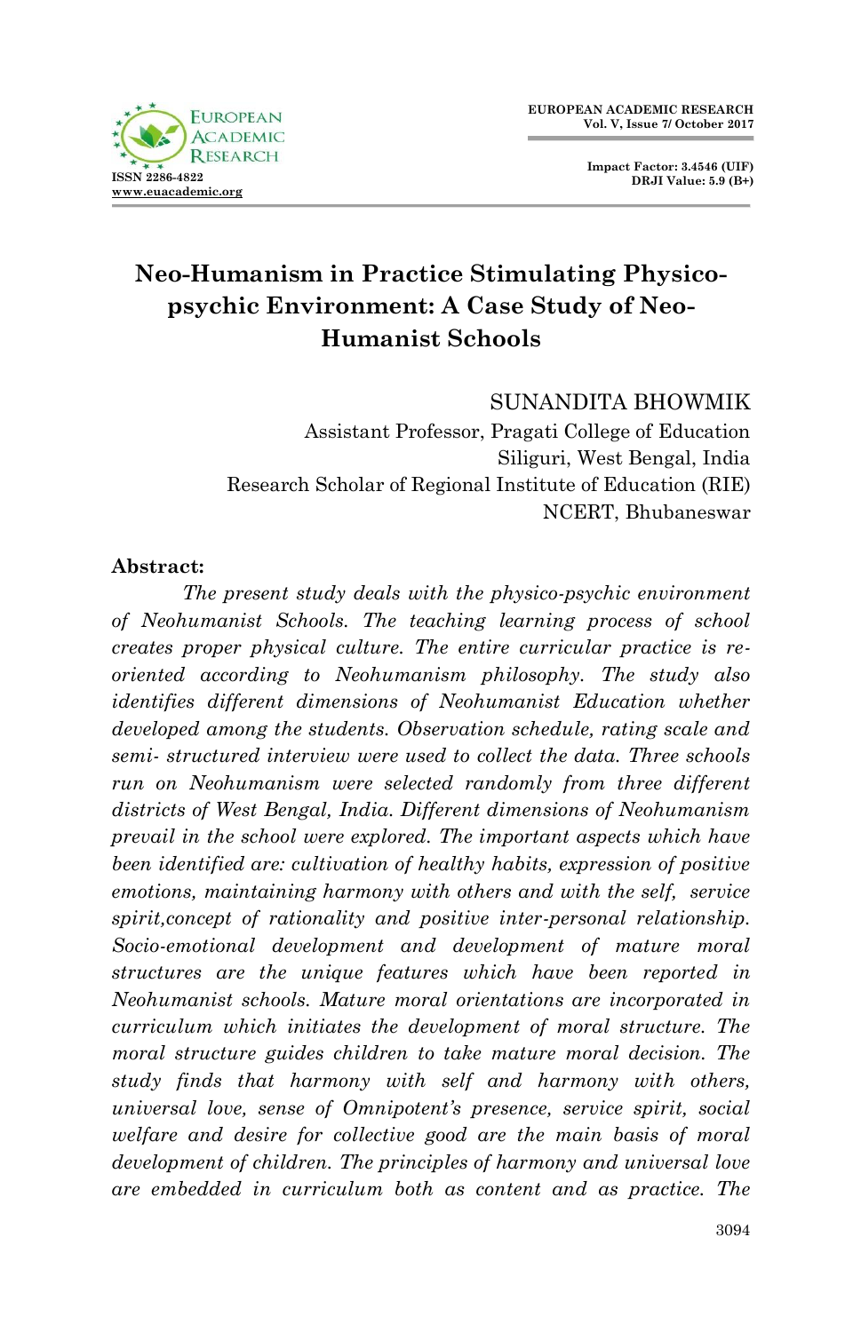# Neo-Humanism in Practice Stimulating Physico-psychic Environment: A Case Study of Neo-Humanist Schools

SUNANDITA BHOWMIK
Assistant Professor, Pragati College of Education
Siliguri, West Bengal, India
Research Scholar of Regional Institute of Education (RIE)
NCERT, Bhubaneswar

**Abstract:**

*The present study deals with the physico-psychic environment of Neohumanist Schools. The teaching learning process of school creates proper physical culture. The entire curricular practice is re-oriented according to Neohumanism philosophy. The study also identifies different dimensions of Neohumanist Education whether developed among the students. Observation schedule, rating scale and semi- structured interview were used to collect the data. Three schools run on Neohumanism were selected randomly from three different districts of West Bengal, India. Different dimensions of Neohumanism prevail in the school were explored. The important aspects which have been identified are: cultivation of healthy habits, expression of positive emotions, maintaining harmony with others and with the self, service spirit,concept of rationality and positive inter-personal relationship. Socio-emotional development and development of mature moral structures are the unique features which have been reported in Neohumanist schools. Mature moral orientations are incorporated in curriculum which initiates the development of moral structure. The moral structure guides children to take mature moral decision. The study finds that harmony with self and harmony with others, universal love, sense of Omnipotent's presence, service spirit, social welfare and desire for collective good are the main basis of moral development of children. The principles of harmony and universal love are embedded in curriculum both as content and as practice. The*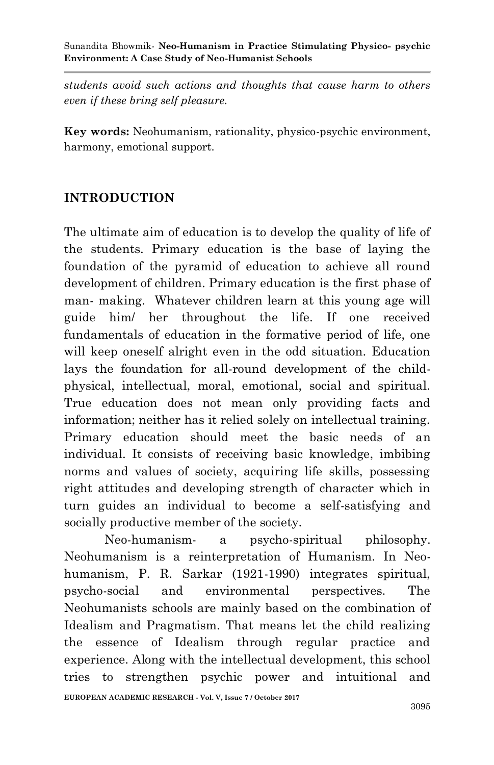*students avoid such actions and thoughts that cause harm to others even if these bring self pleasure.*

**Key words:** Neohumanism, rationality, physico-psychic environment, harmony, emotional support.

## INTRODUCTION

The ultimate aim of education is to develop the quality of life of the students. Primary education is the base of laying the foundation of the pyramid of education to achieve all round development of children. Primary education is the first phase of man- making. Whatever children learn at this young age will guide him/ her throughout the life. If one received fundamentals of education in the formative period of life, one will keep oneself alright even in the odd situation. Education lays the foundation for all-round development of the child- physical, intellectual, moral, emotional, social and spiritual. True education does not mean only providing facts and information; neither has it relied solely on intellectual training. Primary education should meet the basic needs of an individual. It consists of receiving basic knowledge, imbibing norms and values of society, acquiring life skills, possessing right attitudes and developing strength of character which in turn guides an individual to become a self-satisfying and socially productive member of the society.

Neo-humanism- a psycho-spiritual philosophy. Neohumanism is a reinterpretation of Humanism. In Neo-humanism, P. R. Sarkar (1921-1990) integrates spiritual, psycho-social and environmental perspectives. The Neohumanists schools are mainly based on the combination of Idealism and Pragmatism. That means let the child realizing the essence of Idealism through regular practice and experience. Along with the intellectual development, this school tries to strengthen psychic power and intuitional and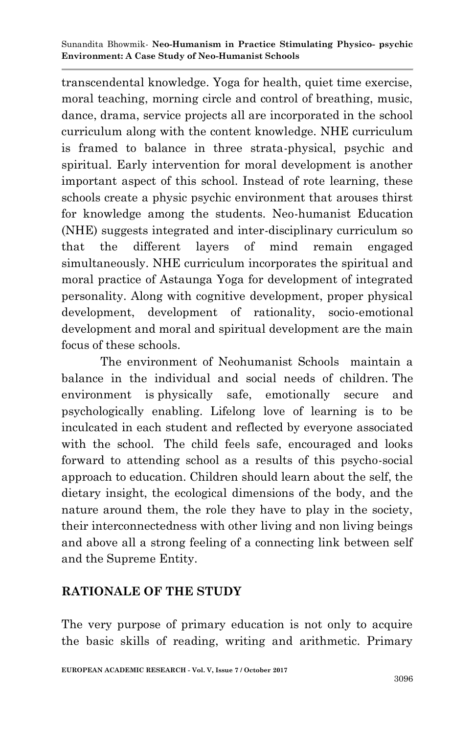transcendental knowledge. Yoga for health, quiet time exercise, moral teaching, morning circle and control of breathing, music, dance, drama, service projects all are incorporated in the school curriculum along with the content knowledge. NHE curriculum is framed to balance in three strata-physical, psychic and spiritual. Early intervention for moral development is another important aspect of this school. Instead of rote learning, these schools create a physic psychic environment that arouses thirst for knowledge among the students. Neo-humanist Education (NHE) suggests integrated and inter-disciplinary curriculum so that the different layers of mind remain engaged simultaneously. NHE curriculum incorporates the spiritual and moral practice of Astaunga Yoga for development of integrated personality. Along with cognitive development, proper physical development, development of rationality, socio-emotional development and moral and spiritual development are the main focus of these schools.

The environment of Neohumanist Schools maintain a balance in the individual and social needs of children. The environment is physically safe, emotionally secure and psychologically enabling. Lifelong love of learning is to be inculcated in each student and reflected by everyone associated with the school. The child feels safe, encouraged and looks forward to attending school as a results of this psycho-social approach to education. Children should learn about the self, the dietary insight, the ecological dimensions of the body, and the nature around them, the role they have to play in the society, their interconnectedness with other living and non living beings and above all a strong feeling of a connecting link between self and the Supreme Entity.

## RATIONALE OF THE STUDY

The very purpose of primary education is not only to acquire the basic skills of reading, writing and arithmetic. Primary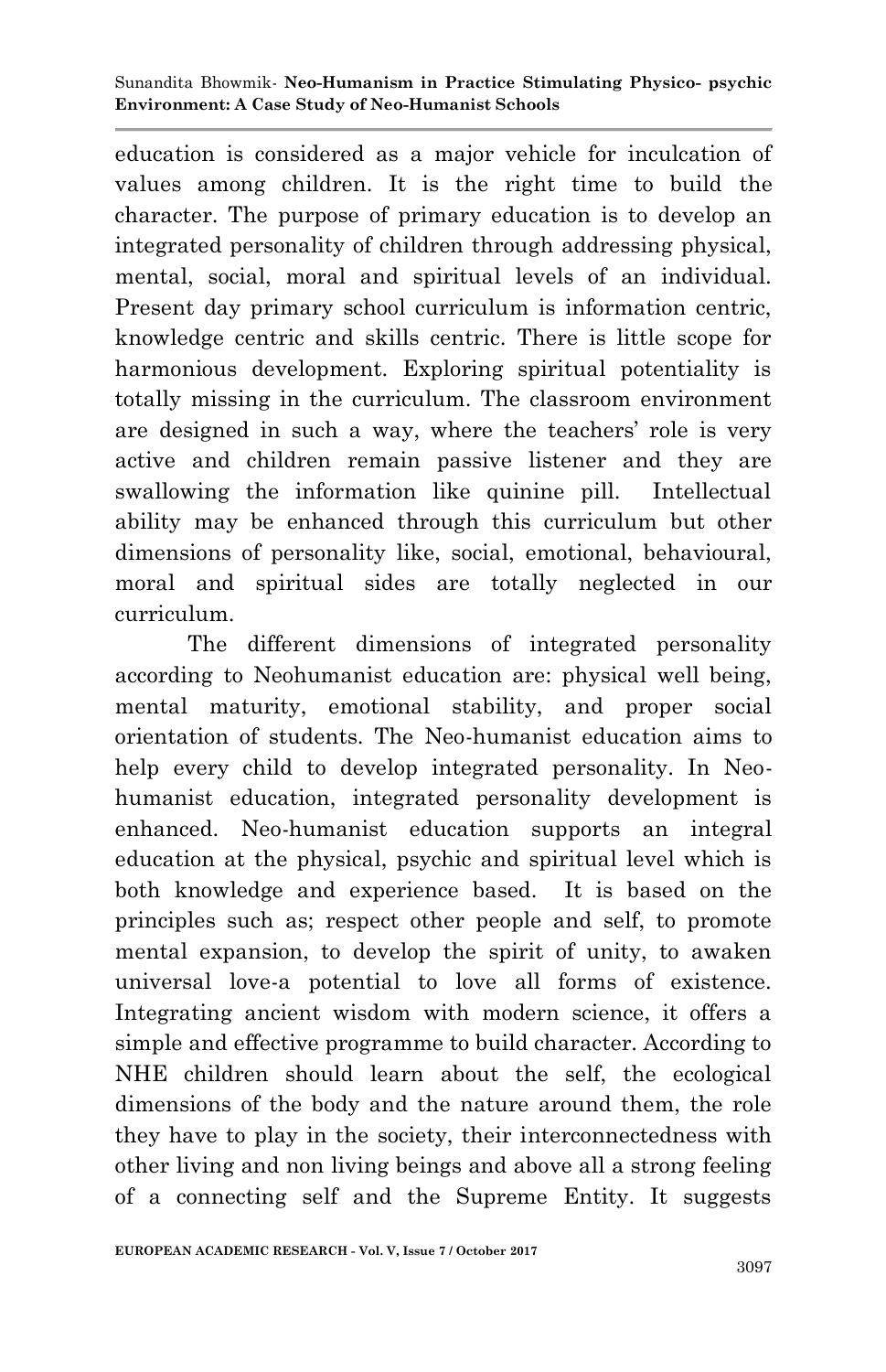education is considered as a major vehicle for inculcation of values among children. It is the right time to build the character. The purpose of primary education is to develop an integrated personality of children through addressing physical, mental, social, moral and spiritual levels of an individual. Present day primary school curriculum is information centric, knowledge centric and skills centric. There is little scope for harmonious development. Exploring spiritual potentiality is totally missing in the curriculum. The classroom environment are designed in such a way, where the teachers' role is very active and children remain passive listener and they are swallowing the information like quinine pill. Intellectual ability may be enhanced through this curriculum but other dimensions of personality like, social, emotional, behavioural, moral and spiritual sides are totally neglected in our curriculum.

The different dimensions of integrated personality according to Neohumanist education are: physical well being, mental maturity, emotional stability, and proper social orientation of students. The Neo-humanist education aims to help every child to develop integrated personality. In Neo-humanist education, integrated personality development is enhanced. Neo-humanist education supports an integral education at the physical, psychic and spiritual level which is both knowledge and experience based. It is based on the principles such as; respect other people and self, to promote mental expansion, to develop the spirit of unity, to awaken universal love-a potential to love all forms of existence. Integrating ancient wisdom with modern science, it offers a simple and effective programme to build character. According to NHE children should learn about the self, the ecological dimensions of the body and the nature around them, the role they have to play in the society, their interconnectedness with other living and non living beings and above all a strong feeling of a connecting self and the Supreme Entity. It suggests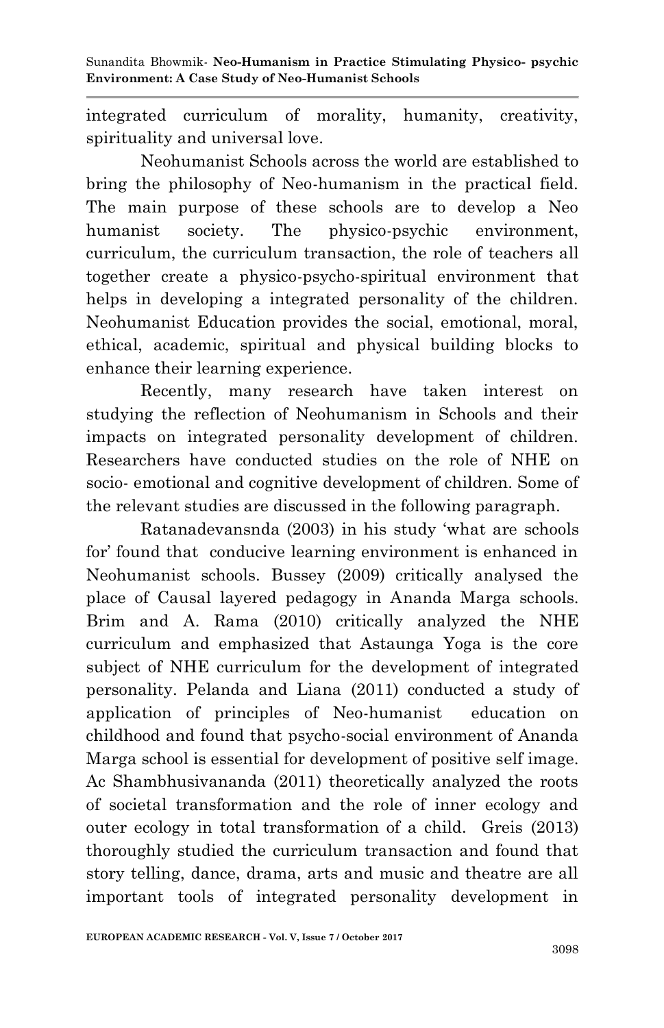integrated curriculum of morality, humanity, creativity, spirituality and universal love.

Neohumanist Schools across the world are established to bring the philosophy of Neo-humanism in the practical field. The main purpose of these schools are to develop a Neo humanist society. The physico-psychic environment, curriculum, the curriculum transaction, the role of teachers all together create a physico-psycho-spiritual environment that helps in developing a integrated personality of the children. Neohumanist Education provides the social, emotional, moral, ethical, academic, spiritual and physical building blocks to enhance their learning experience.

Recently, many research have taken interest on studying the reflection of Neohumanism in Schools and their impacts on integrated personality development of children. Researchers have conducted studies on the role of NHE on socio- emotional and cognitive development of children. Some of the relevant studies are discussed in the following paragraph.

Ratanadevansnda (2003) in his study 'what are schools for' found that conducive learning environment is enhanced in Neohumanist schools. Bussey (2009) critically analysed the place of Causal layered pedagogy in Ananda Marga schools. Brim and A. Rama (2010) critically analyzed the NHE curriculum and emphasized that Astaunga Yoga is the core subject of NHE curriculum for the development of integrated personality. Pelanda and Liana (2011) conducted a study of application of principles of Neo-humanist education on childhood and found that psycho-social environment of Ananda Marga school is essential for development of positive self image. Ac Shambhusivananda (2011) theoretically analyzed the roots of societal transformation and the role of inner ecology and outer ecology in total transformation of a child. Greis (2013) thoroughly studied the curriculum transaction and found that story telling, dance, drama, arts and music and theatre are all important tools of integrated personality development in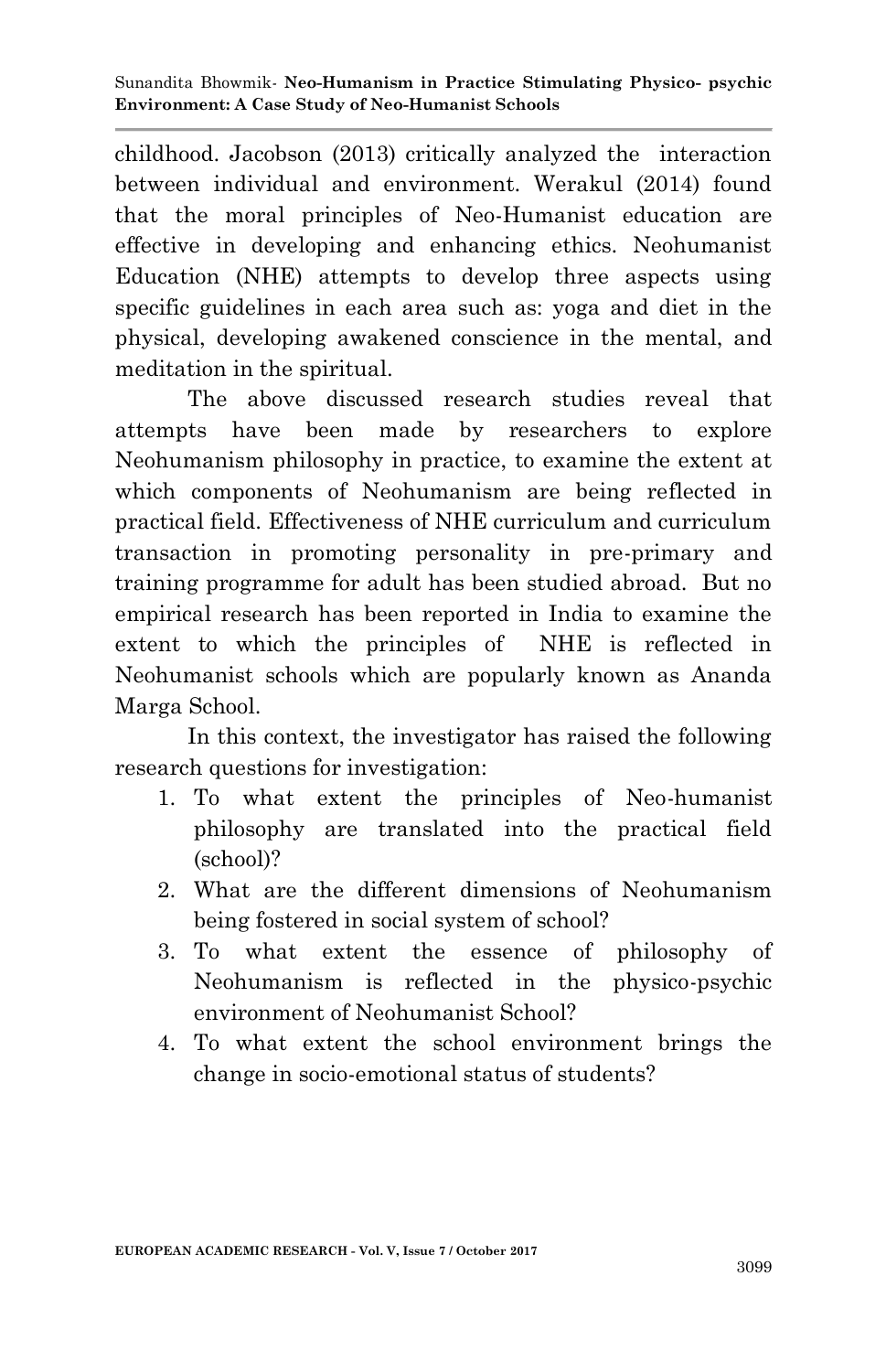childhood. Jacobson (2013) critically analyzed the interaction between individual and environment. Werakul (2014) found that the moral principles of Neo-Humanist education are effective in developing and enhancing ethics. Neohumanist Education (NHE) attempts to develop three aspects using specific guidelines in each area such as: yoga and diet in the physical, developing awakened conscience in the mental, and meditation in the spiritual.

The above discussed research studies reveal that attempts have been made by researchers to explore Neohumanism philosophy in practice, to examine the extent at which components of Neohumanism are being reflected in practical field. Effectiveness of NHE curriculum and curriculum transaction in promoting personality in pre-primary and training programme for adult has been studied abroad. But no empirical research has been reported in India to examine the extent to which the principles of NHE is reflected in Neohumanist schools which are popularly known as Ananda Marga School.

In this context, the investigator has raised the following research questions for investigation:

1. To what extent the principles of Neo-humanist philosophy are translated into the practical field (school)?
2. What are the different dimensions of Neohumanism being fostered in social system of school?
3. To what extent the essence of philosophy of Neohumanism is reflected in the physico-psychic environment of Neohumanist School?
4. To what extent the school environment brings the change in socio-emotional status of students?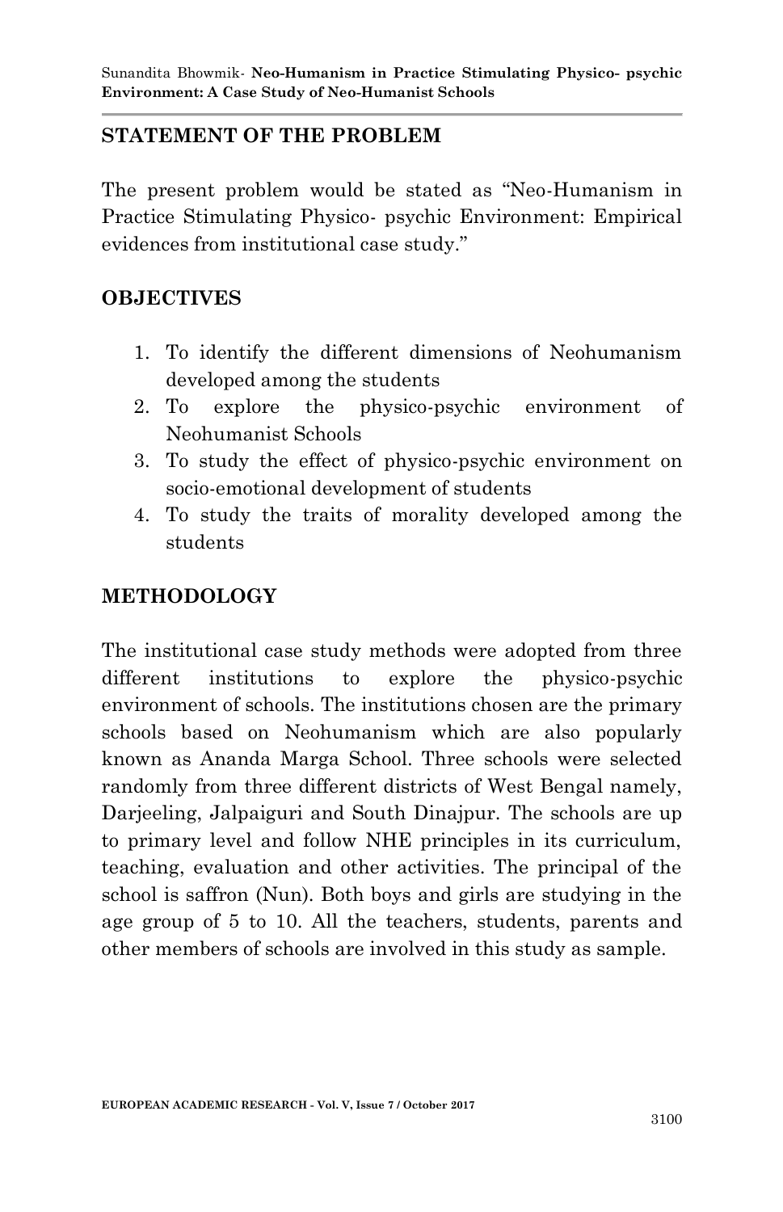## STATEMENT OF THE PROBLEM

The present problem would be stated as "Neo-Humanism in Practice Stimulating Physico- psychic Environment: Empirical evidences from institutional case study."

## OBJECTIVES

1. To identify the different dimensions of Neohumanism developed among the students
2. To explore the physico-psychic environment of Neohumanist Schools
3. To study the effect of physico-psychic environment on socio-emotional development of students
4. To study the traits of morality developed among the students

## METHODOLOGY

The institutional case study methods were adopted from three different institutions to explore the physico-psychic environment of schools. The institutions chosen are the primary schools based on Neohumanism which are also popularly known as Ananda Marga School. Three schools were selected randomly from three different districts of West Bengal namely, Darjeeling, Jalpaiguri and South Dinajpur. The schools are up to primary level and follow NHE principles in its curriculum, teaching, evaluation and other activities. The principal of the school is saffron (Nun). Both boys and girls are studying in the age group of 5 to 10. All the teachers, students, parents and other members of schools are involved in this study as sample.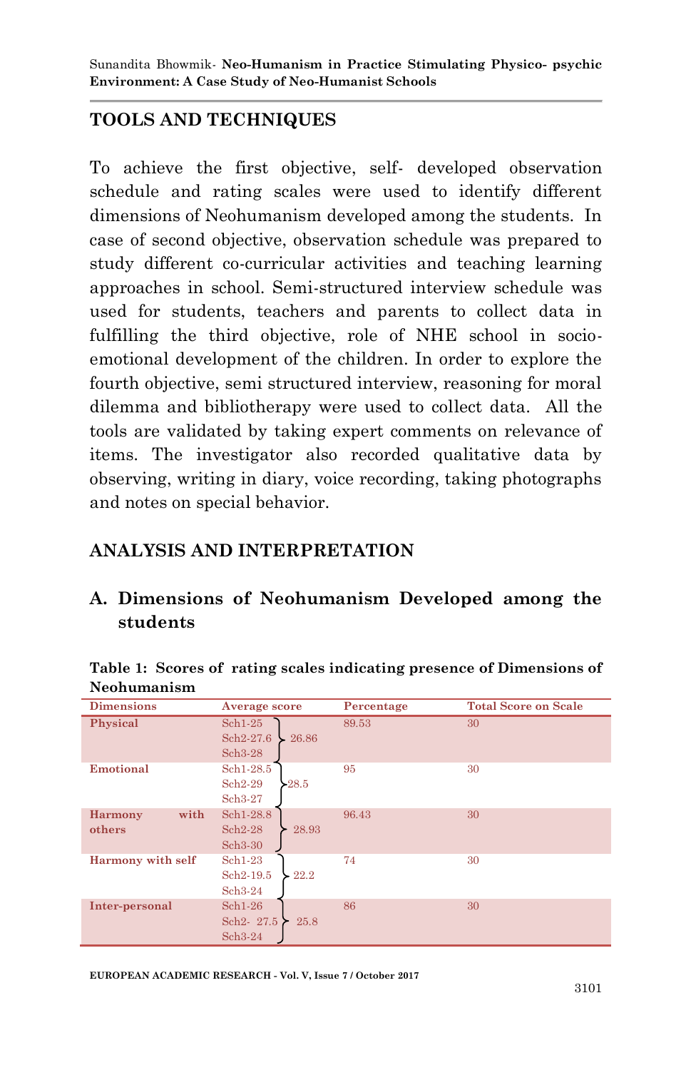## TOOLS AND TECHNIQUES

To achieve the first objective, self- developed observation schedule and rating scales were used to identify different dimensions of Neohumanism developed among the students. In case of second objective, observation schedule was prepared to study different co-curricular activities and teaching learning approaches in school. Semi-structured interview schedule was used for students, teachers and parents to collect data in fulfilling the third objective, role of NHE school in socio-emotional development of the children. In order to explore the fourth objective, semi structured interview, reasoning for moral dilemma and bibliotherapy were used to collect data. All the tools are validated by taking expert comments on relevance of items. The investigator also recorded qualitative data by observing, writing in diary, voice recording, taking photographs and notes on special behavior.

## ANALYSIS AND INTERPRETATION

### A. Dimensions of Neohumanism Developed among the students

**Table 1: Scores of rating scales indicating presence of Dimensions of Neohumanism**

| Dimensions | Average score | Percentage | Total Score on Scale |
|---|---|---|---|
| Physical | Sch1-25<br>Sch2-27.6 } 26.86<br>Sch3-28 | 89.53 | 30 |
| Emotional | Sch1-28.5<br>Sch2-29 } 28.5<br>Sch3-27 | 95 | 30 |
| Harmony with others | Sch1-28.8<br>Sch2-28 } 28.93<br>Sch3-30 | 96.43 | 30 |
| Harmony with self | Sch1-23<br>Sch2-19.5 } 22.2<br>Sch3-24 | 74 | 30 |
| Inter-personal | Sch1-26<br>Sch2- 27.5 } 25.8<br>Sch3-24 | 86 | 30 |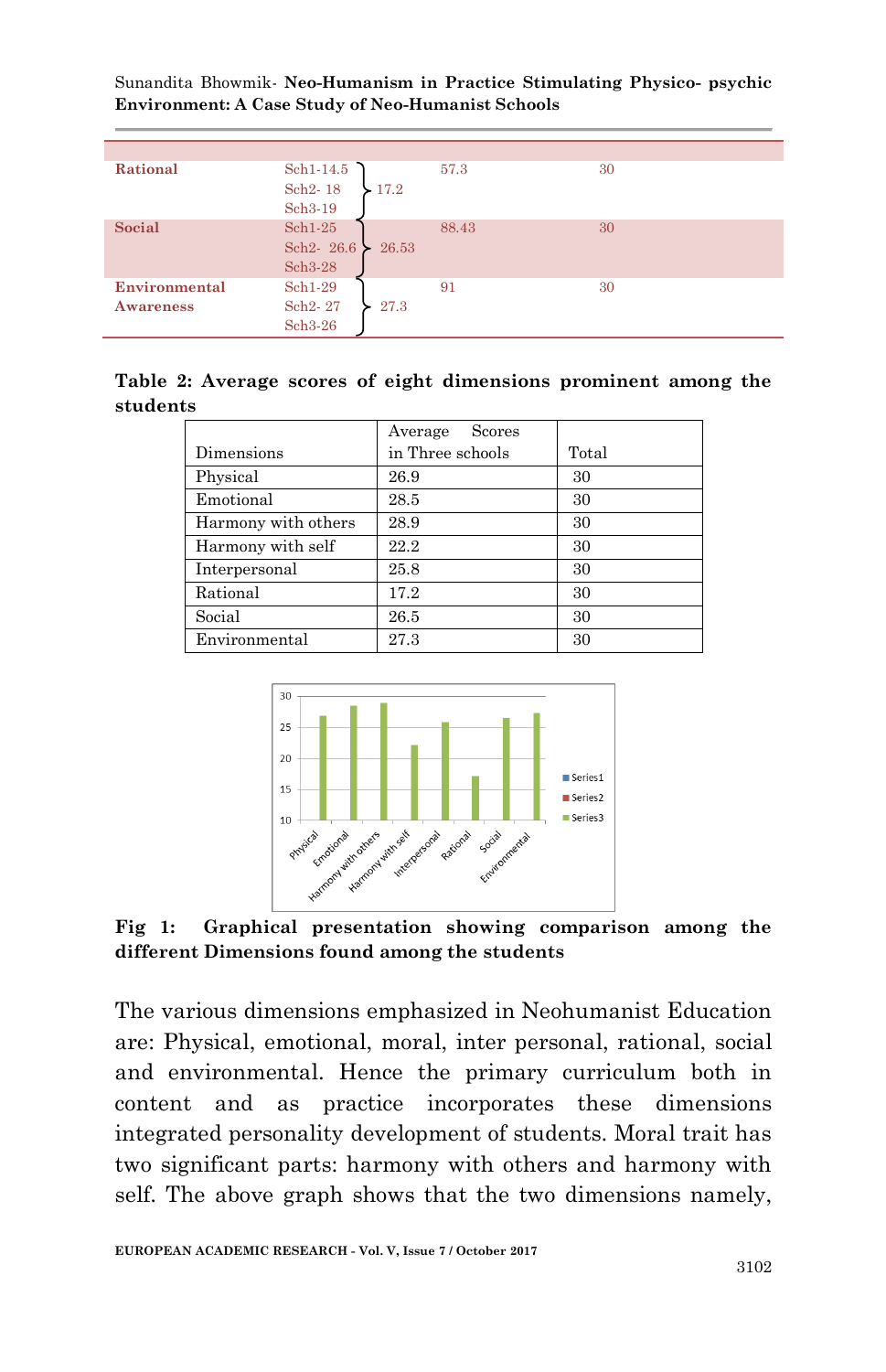| Rational | Sch1-14.5<br>Sch2- 18<br>Sch3-19 | 17.2 | 57.3 | 30 |
|---|---|---|---|---|
| Social | Sch1-25<br>Sch2- 26.6<br>Sch3-28 | 26.53 | 88.43 | 30 |
| Environmental Awareness | Sch1-29<br>Sch2- 27<br>Sch3-26 | 27.3 | 91 | 30 |

**Table 2: Average scores of eight dimensions prominent among the students**

| Dimensions | Average Scores in Three schools | Total |
|---|---|---|
| Physical | 26.9 | 30 |
| Emotional | 28.5 | 30 |
| Harmony with others | 28.9 | 30 |
| Harmony with self | 22.2 | 30 |
| Interpersonal | 25.8 | 30 |
| Rational | 17.2 | 30 |
| Social | 26.5 | 30 |
| Environmental | 27.3 | 30 |

**Fig 1: Graphical presentation showing comparison among the different Dimensions found among the students**

The various dimensions emphasized in Neohumanist Education are: Physical, emotional, moral, inter personal, rational, social and environmental. Hence the primary curriculum both in content and as practice incorporates these dimensions integrated personality development of students. Moral trait has two significant parts: harmony with others and harmony with self. The above graph shows that the two dimensions namely,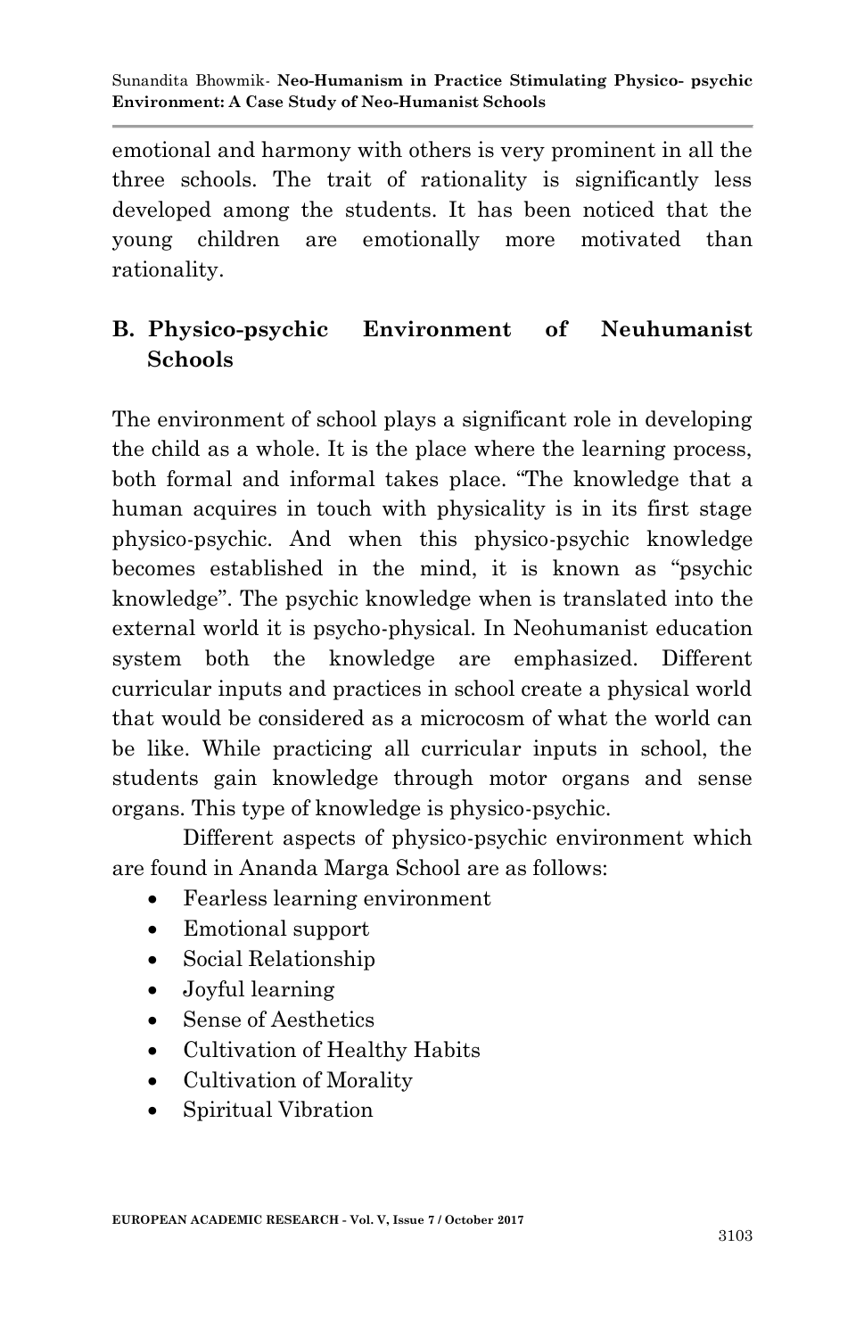emotional and harmony with others is very prominent in all the three schools. The trait of rationality is significantly less developed among the students. It has been noticed that the young children are emotionally more motivated than rationality.

## B. Physico-psychic Environment of Neuhumanist Schools

The environment of school plays a significant role in developing the child as a whole. It is the place where the learning process, both formal and informal takes place. "The knowledge that a human acquires in touch with physicality is in its first stage physico-psychic. And when this physico-psychic knowledge becomes established in the mind, it is known as "psychic knowledge". The psychic knowledge when is translated into the external world it is psycho-physical. In Neohumanist education system both the knowledge are emphasized. Different curricular inputs and practices in school create a physical world that would be considered as a microcosm of what the world can be like. While practicing all curricular inputs in school, the students gain knowledge through motor organs and sense organs. This type of knowledge is physico-psychic.

Different aspects of physico-psychic environment which are found in Ananda Marga School are as follows:

- Fearless learning environment
- Emotional support
- Social Relationship
- Joyful learning
- Sense of Aesthetics
- Cultivation of Healthy Habits
- Cultivation of Morality
- Spiritual Vibration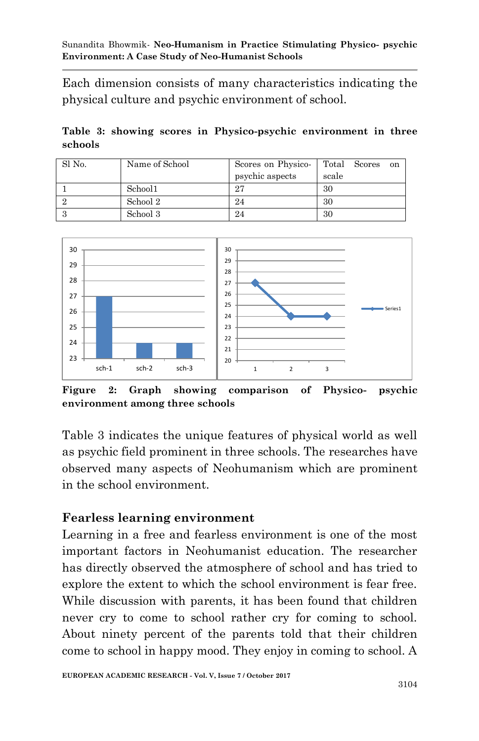Each dimension consists of many characteristics indicating the physical culture and psychic environment of school.

**Table 3: showing scores in Physico-psychic environment in three schools**

| Sl No. | Name of School | Scores on Physico-psychic aspects | Total Scores on scale |
|---|---|---|---|
| 1 | School1 | 27 | 30 |
| 2 | School 2 | 24 | 30 |
| 3 | School 3 | 24 | 30 |

**Figure 2: Graph showing comparison of Physico- psychic environment among three schools**

Table 3 indicates the unique features of physical world as well as psychic field prominent in three schools. The researches have observed many aspects of Neohumanism which are prominent in the school environment.

## Fearless learning environment

Learning in a free and fearless environment is one of the most important factors in Neohumanist education. The researcher has directly observed the atmosphere of school and has tried to explore the extent to which the school environment is fear free. While discussion with parents, it has been found that children never cry to come to school rather cry for coming to school. About ninety percent of the parents told that their children come to school in happy mood. They enjoy in coming to school. A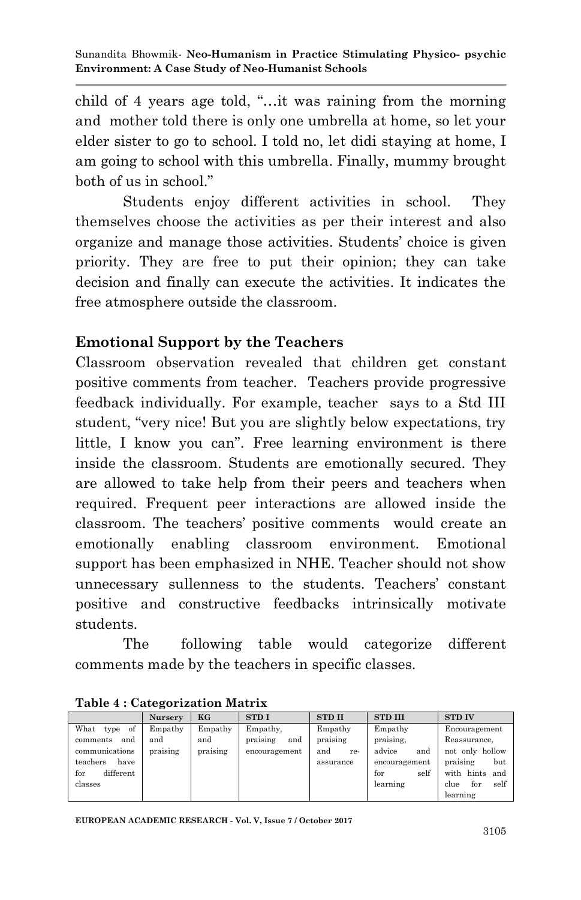child of 4 years age told, "…it was raining from the morning and mother told there is only one umbrella at home, so let your elder sister to go to school. I told no, let didi staying at home, I am going to school with this umbrella. Finally, mummy brought both of us in school."

Students enjoy different activities in school. They themselves choose the activities as per their interest and also organize and manage those activities. Students' choice is given priority. They are free to put their opinion; they can take decision and finally can execute the activities. It indicates the free atmosphere outside the classroom.

## Emotional Support by the Teachers

Classroom observation revealed that children get constant positive comments from teacher. Teachers provide progressive feedback individually. For example, teacher says to a Std III student, "very nice! But you are slightly below expectations, try little, I know you can". Free learning environment is there inside the classroom. Students are emotionally secured. They are allowed to take help from their peers and teachers when required. Frequent peer interactions are allowed inside the classroom. The teachers' positive comments would create an emotionally enabling classroom environment. Emotional support has been emphasized in NHE. Teacher should not show unnecessary sullenness to the students. Teachers' constant positive and constructive feedbacks intrinsically motivate students.

The following table would categorize different comments made by the teachers in specific classes.

**Table 4 : Categorization Matrix**

| | Nursery | KG | STD I | STD II | STD III | STD IV |
|---|---|---|---|---|---|---|
| What type of comments and communications teachers have for different classes | Empathy and praising | Empathy and praising | Empathy, praising and encouragement | Empathy praising and re-assurance | Empathy praising, advice and encouragement for self learning | Encouragement Reassurance, not only hollow praising but with hints and clue for self learning |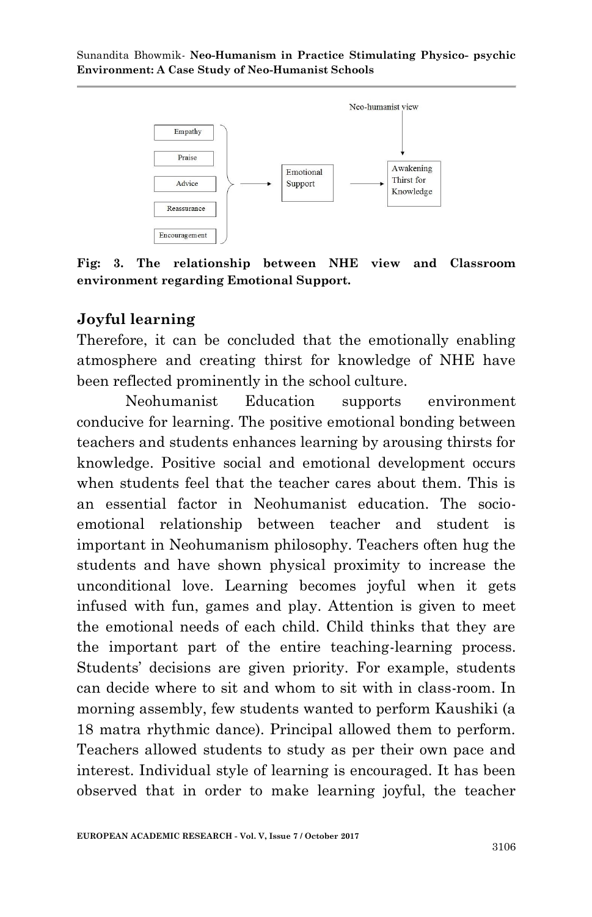Fig: 3. The relationship between NHE view and Classroom environment regarding Emotional Support.

## Joyful learning

Therefore, it can be concluded that the emotionally enabling atmosphere and creating thirst for knowledge of NHE have been reflected prominently in the school culture.

Neohumanist Education supports environment conducive for learning. The positive emotional bonding between teachers and students enhances learning by arousing thirsts for knowledge. Positive social and emotional development occurs when students feel that the teacher cares about them. This is an essential factor in Neohumanist education. The socio-emotional relationship between teacher and student is important in Neohumanism philosophy. Teachers often hug the students and have shown physical proximity to increase the unconditional love. Learning becomes joyful when it gets infused with fun, games and play. Attention is given to meet the emotional needs of each child. Child thinks that they are the important part of the entire teaching-learning process. Students' decisions are given priority. For example, students can decide where to sit and whom to sit with in class-room. In morning assembly, few students wanted to perform Kaushiki (a 18 matra rhythmic dance). Principal allowed them to perform. Teachers allowed students to study as per their own pace and interest. Individual style of learning is encouraged. It has been observed that in order to make learning joyful, the teacher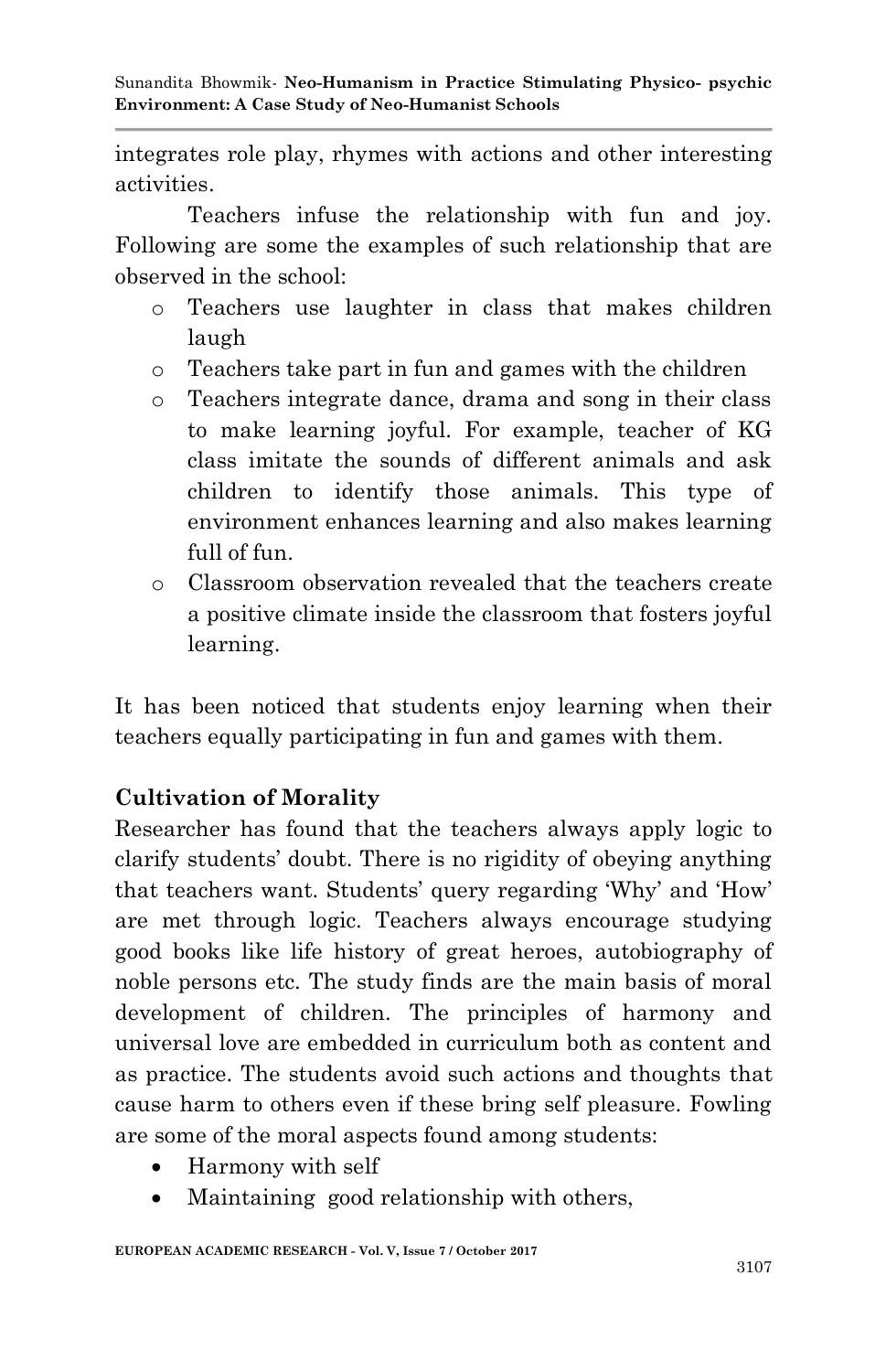integrates role play, rhymes with actions and other interesting activities.

Teachers infuse the relationship with fun and joy. Following are some the examples of such relationship that are observed in the school:

- Teachers use laughter in class that makes children laugh
- Teachers take part in fun and games with the children
- Teachers integrate dance, drama and song in their class to make learning joyful. For example, teacher of KG class imitate the sounds of different animals and ask children to identify those animals. This type of environment enhances learning and also makes learning full of fun.
- Classroom observation revealed that the teachers create a positive climate inside the classroom that fosters joyful learning.

It has been noticed that students enjoy learning when their teachers equally participating in fun and games with them.

**Cultivation of Morality**

Researcher has found that the teachers always apply logic to clarify students' doubt. There is no rigidity of obeying anything that teachers want. Students' query regarding 'Why' and 'How' are met through logic. Teachers always encourage studying good books like life history of great heroes, autobiography of noble persons etc. The study finds are the main basis of moral development of children. The principles of harmony and universal love are embedded in curriculum both as content and as practice. The students avoid such actions and thoughts that cause harm to others even if these bring self pleasure. Fowling are some of the moral aspects found among students:

- Harmony with self
- Maintaining good relationship with others,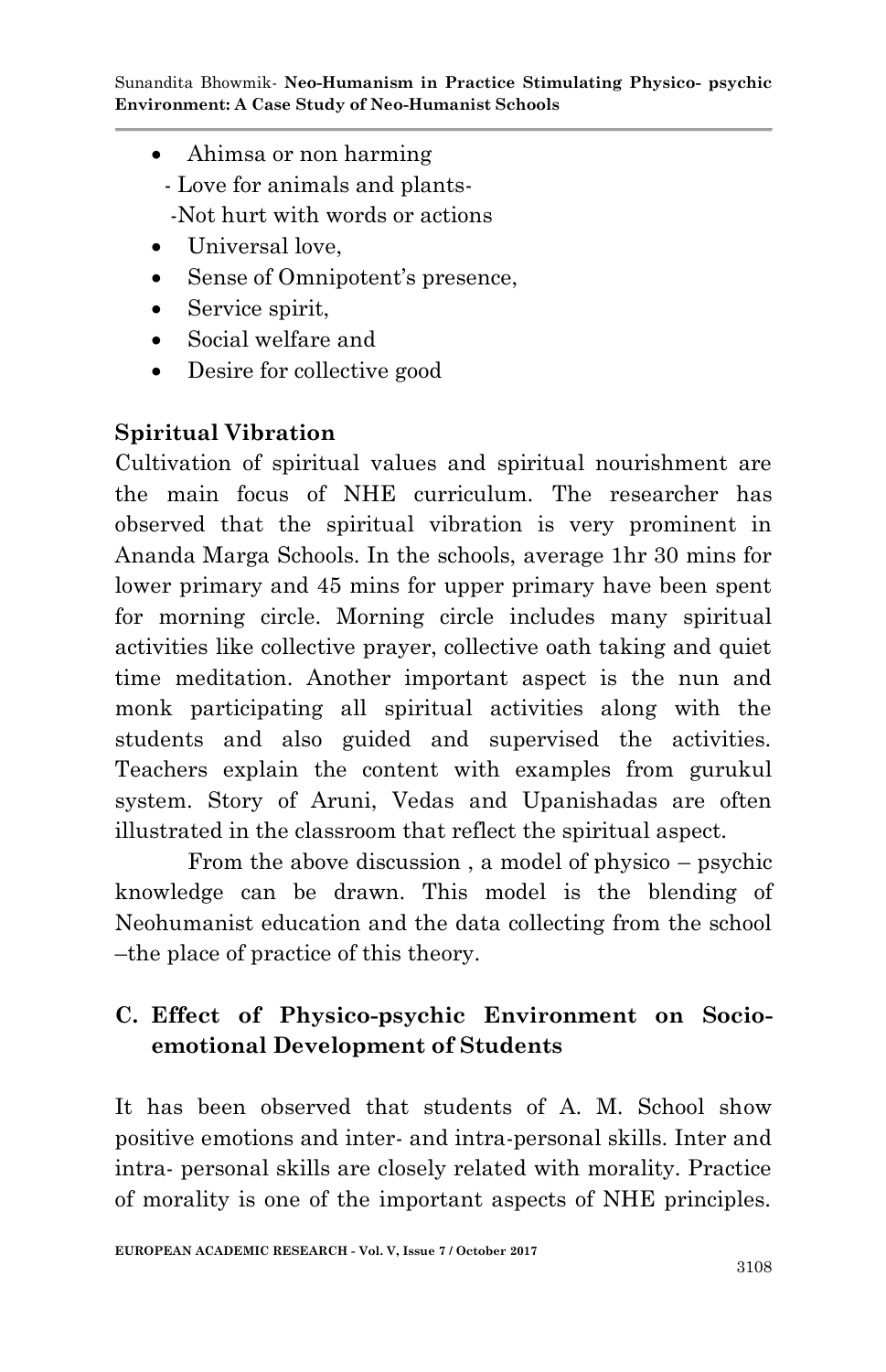- Ahimsa or non harming
  - Love for animals and plants-
  - Not hurt with words or actions
- Universal love,
- Sense of Omnipotent's presence,
- Service spirit,
- Social welfare and
- Desire for collective good

### Spiritual Vibration

Cultivation of spiritual values and spiritual nourishment are the main focus of NHE curriculum. The researcher has observed that the spiritual vibration is very prominent in Ananda Marga Schools. In the schools, average 1hr 30 mins for lower primary and 45 mins for upper primary have been spent for morning circle. Morning circle includes many spiritual activities like collective prayer, collective oath taking and quiet time meditation. Another important aspect is the nun and monk participating all spiritual activities along with the students and also guided and supervised the activities. Teachers explain the content with examples from gurukul system. Story of Aruni, Vedas and Upanishadas are often illustrated in the classroom that reflect the spiritual aspect.

From the above discussion , a model of physico – psychic knowledge can be drawn. This model is the blending of Neohumanist education and the data collecting from the school –the place of practice of this theory.

## C. Effect of Physico-psychic Environment on Socio-emotional Development of Students

It has been observed that students of A. M. School show positive emotions and inter- and intra-personal skills. Inter and intra- personal skills are closely related with morality. Practice of morality is one of the important aspects of NHE principles.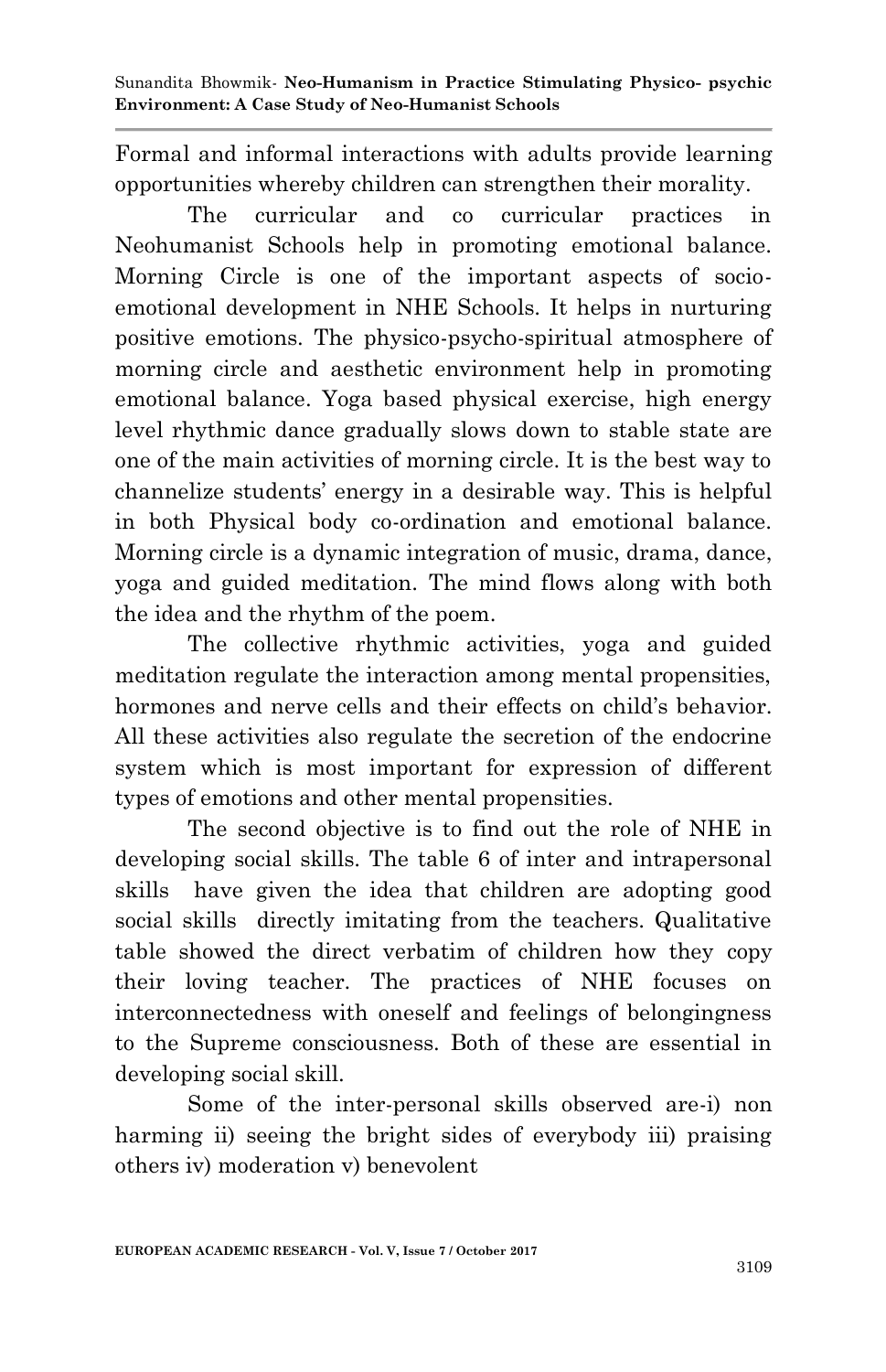Formal and informal interactions with adults provide learning opportunities whereby children can strengthen their morality.

The curricular and co curricular practices in Neohumanist Schools help in promoting emotional balance. Morning Circle is one of the important aspects of socio-emotional development in NHE Schools. It helps in nurturing positive emotions. The physico-psycho-spiritual atmosphere of morning circle and aesthetic environment help in promoting emotional balance. Yoga based physical exercise, high energy level rhythmic dance gradually slows down to stable state are one of the main activities of morning circle. It is the best way to channelize students' energy in a desirable way. This is helpful in both Physical body co-ordination and emotional balance. Morning circle is a dynamic integration of music, drama, dance, yoga and guided meditation. The mind flows along with both the idea and the rhythm of the poem.

The collective rhythmic activities, yoga and guided meditation regulate the interaction among mental propensities, hormones and nerve cells and their effects on child's behavior. All these activities also regulate the secretion of the endocrine system which is most important for expression of different types of emotions and other mental propensities.

The second objective is to find out the role of NHE in developing social skills. The table 6 of inter and intrapersonal skills have given the idea that children are adopting good social skills directly imitating from the teachers. Qualitative table showed the direct verbatim of children how they copy their loving teacher. The practices of NHE focuses on interconnectedness with oneself and feelings of belongingness to the Supreme consciousness. Both of these are essential in developing social skill.

Some of the inter-personal skills observed are-i) non harming ii) seeing the bright sides of everybody iii) praising others iv) moderation v) benevolent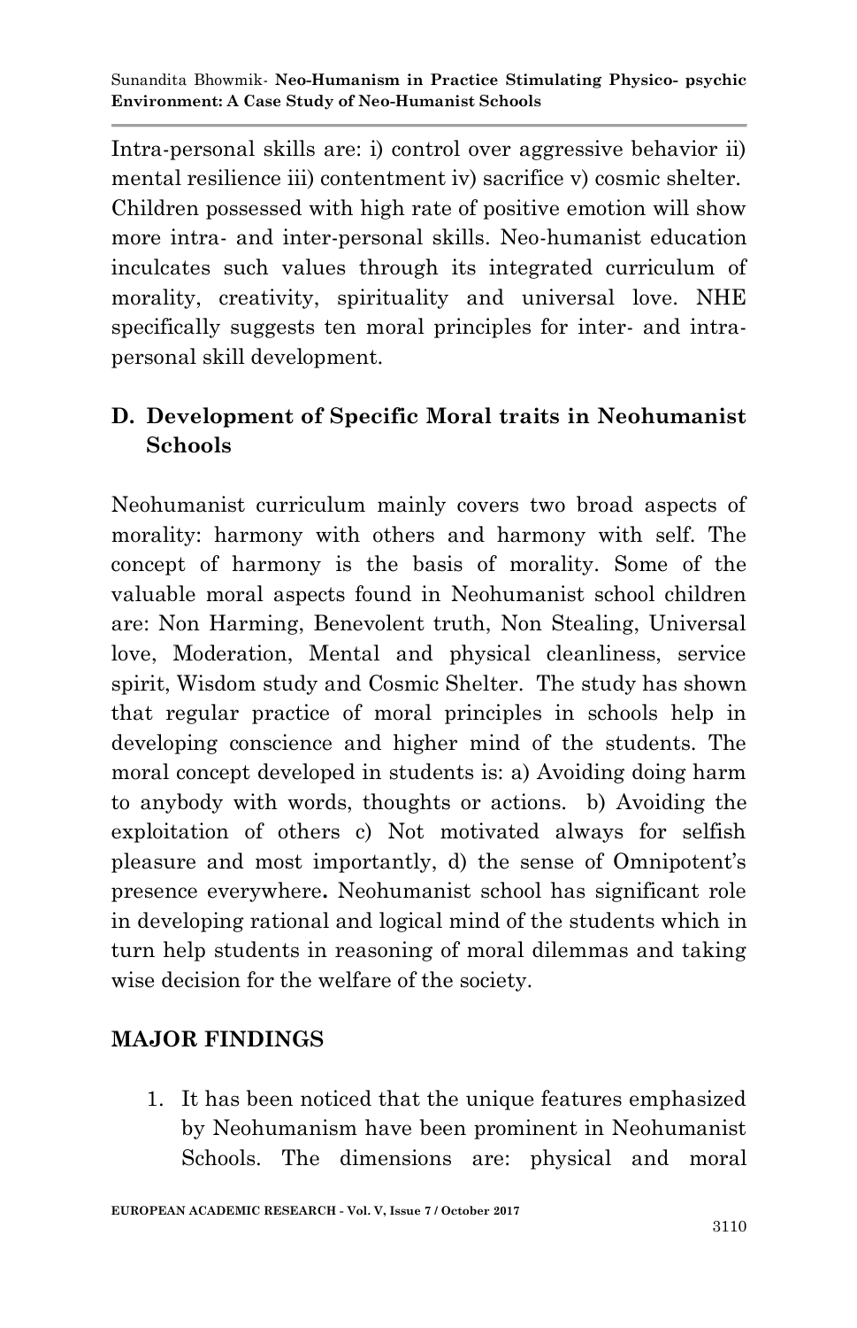Intra-personal skills are: i) control over aggressive behavior ii) mental resilience iii) contentment iv) sacrifice v) cosmic shelter. Children possessed with high rate of positive emotion will show more intra- and inter-personal skills. Neo-humanist education inculcates such values through its integrated curriculum of morality, creativity, spirituality and universal love. NHE specifically suggests ten moral principles for inter- and intra-personal skill development.

## D. Development of Specific Moral traits in Neohumanist Schools

Neohumanist curriculum mainly covers two broad aspects of morality: harmony with others and harmony with self. The concept of harmony is the basis of morality. Some of the valuable moral aspects found in Neohumanist school children are: Non Harming, Benevolent truth, Non Stealing, Universal love, Moderation, Mental and physical cleanliness, service spirit, Wisdom study and Cosmic Shelter. The study has shown that regular practice of moral principles in schools help in developing conscience and higher mind of the students. The moral concept developed in students is: a) Avoiding doing harm to anybody with words, thoughts or actions. b) Avoiding the exploitation of others c) Not motivated always for selfish pleasure and most importantly, d) the sense of Omnipotent's presence everywhere**.** Neohumanist school has significant role in developing rational and logical mind of the students which in turn help students in reasoning of moral dilemmas and taking wise decision for the welfare of the society.

## MAJOR FINDINGS

1. It has been noticed that the unique features emphasized by Neohumanism have been prominent in Neohumanist Schools. The dimensions are: physical and moral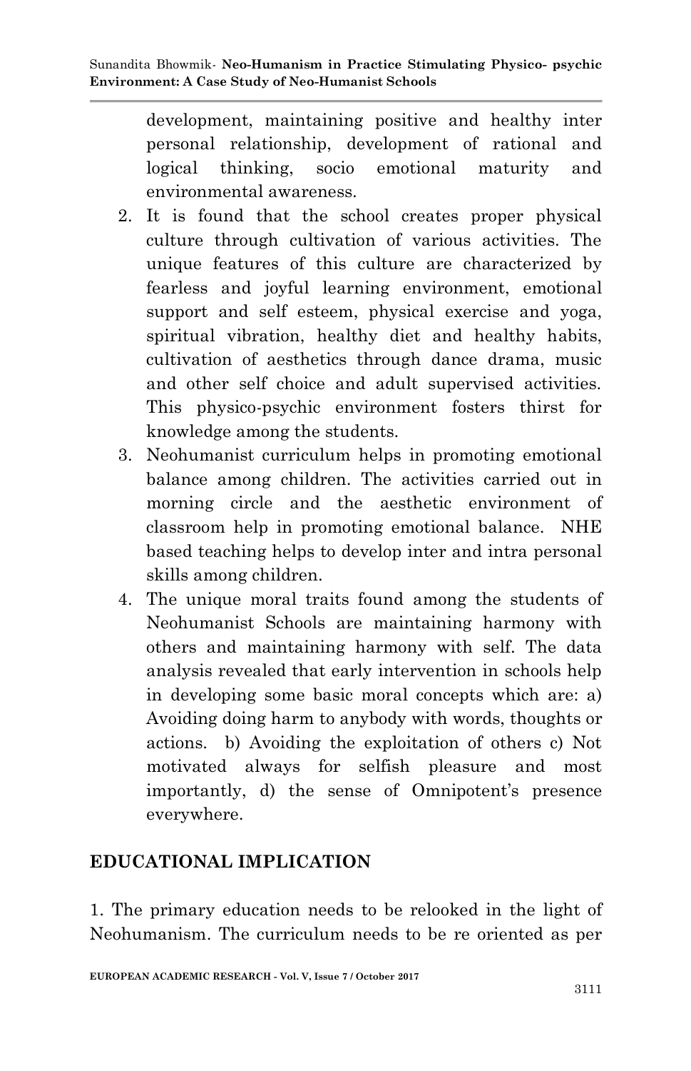development, maintaining positive and healthy inter personal relationship, development of rational and logical thinking, socio emotional maturity and environmental awareness.

2. It is found that the school creates proper physical culture through cultivation of various activities. The unique features of this culture are characterized by fearless and joyful learning environment, emotional support and self esteem, physical exercise and yoga, spiritual vibration, healthy diet and healthy habits, cultivation of aesthetics through dance drama, music and other self choice and adult supervised activities. This physico-psychic environment fosters thirst for knowledge among the students.
3. Neohumanist curriculum helps in promoting emotional balance among children. The activities carried out in morning circle and the aesthetic environment of classroom help in promoting emotional balance. NHE based teaching helps to develop inter and intra personal skills among children.
4. The unique moral traits found among the students of Neohumanist Schools are maintaining harmony with others and maintaining harmony with self. The data analysis revealed that early intervention in schools help in developing some basic moral concepts which are: a) Avoiding doing harm to anybody with words, thoughts or actions. b) Avoiding the exploitation of others c) Not motivated always for selfish pleasure and most importantly, d) the sense of Omnipotent's presence everywhere.

## EDUCATIONAL IMPLICATION

1. The primary education needs to be relooked in the light of Neohumanism. The curriculum needs to be re oriented as per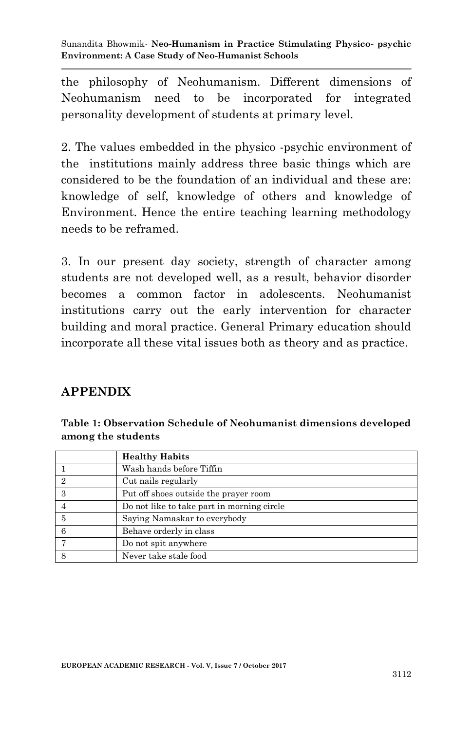the philosophy of Neohumanism. Different dimensions of Neohumanism need to be incorporated for integrated personality development of students at primary level.

2. The values embedded in the physico -psychic environment of the institutions mainly address three basic things which are considered to be the foundation of an individual and these are: knowledge of self, knowledge of others and knowledge of Environment. Hence the entire teaching learning methodology needs to be reframed.

3. In our present day society, strength of character among students are not developed well, as a result, behavior disorder becomes a common factor in adolescents. Neohumanist institutions carry out the early intervention for character building and moral practice. General Primary education should incorporate all these vital issues both as theory and as practice.

## APPENDIX

**Table 1: Observation Schedule of Neohumanist dimensions developed among the students**

| | **Healthy Habits** |
|---|---|
| 1 | Wash hands before Tiffin |
| 2 | Cut nails regularly |
| 3 | Put off shoes outside the prayer room |
| 4 | Do not like to take part in morning circle |
| 5 | Saying Namaskar to everybody |
| 6 | Behave orderly in class |
| 7 | Do not spit anywhere |
| 8 | Never take stale food |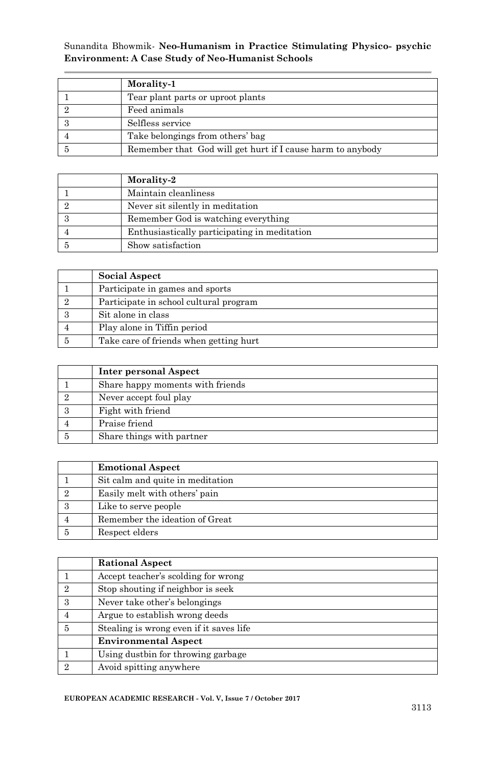| | Morality-1 |
|---|---|
| 1 | Tear plant parts or uproot plants |
| 2 | Feed animals |
| 3 | Selfless service |
| 4 | Take belongings from others' bag |
| 5 | Remember that God will get hurt if I cause harm to anybody |

| | Morality-2 |
|---|---|
| 1 | Maintain cleanliness |
| 2 | Never sit silently in meditation |
| 3 | Remember God is watching everything |
| 4 | Enthusiastically participating in meditation |
| 5 | Show satisfaction |

| | Social Aspect |
|---|---|
| 1 | Participate in games and sports |
| 2 | Participate in school cultural program |
| 3 | Sit alone in class |
| 4 | Play alone in Tiffin period |
| 5 | Take care of friends when getting hurt |

| | Inter personal Aspect |
|---|---|
| 1 | Share happy moments with friends |
| 2 | Never accept foul play |
| 3 | Fight with friend |
| 4 | Praise friend |
| 5 | Share things with partner |

| | Emotional Aspect |
|---|---|
| 1 | Sit calm and quite in meditation |
| 2 | Easily melt with others' pain |
| 3 | Like to serve people |
| 4 | Remember the ideation of Great |
| 5 | Respect elders |

| | Rational Aspect |
|---|---|
| 1 | Accept teacher's scolding for wrong |
| 2 | Stop shouting if neighbor is seek |
| 3 | Never take other's belongings |
| 4 | Argue to establish wrong deeds |
| 5 | Stealing is wrong even if it saves life |
| | **Environmental Aspect** |
| 1 | Using dustbin for throwing garbage |
| 2 | Avoid spitting anywhere |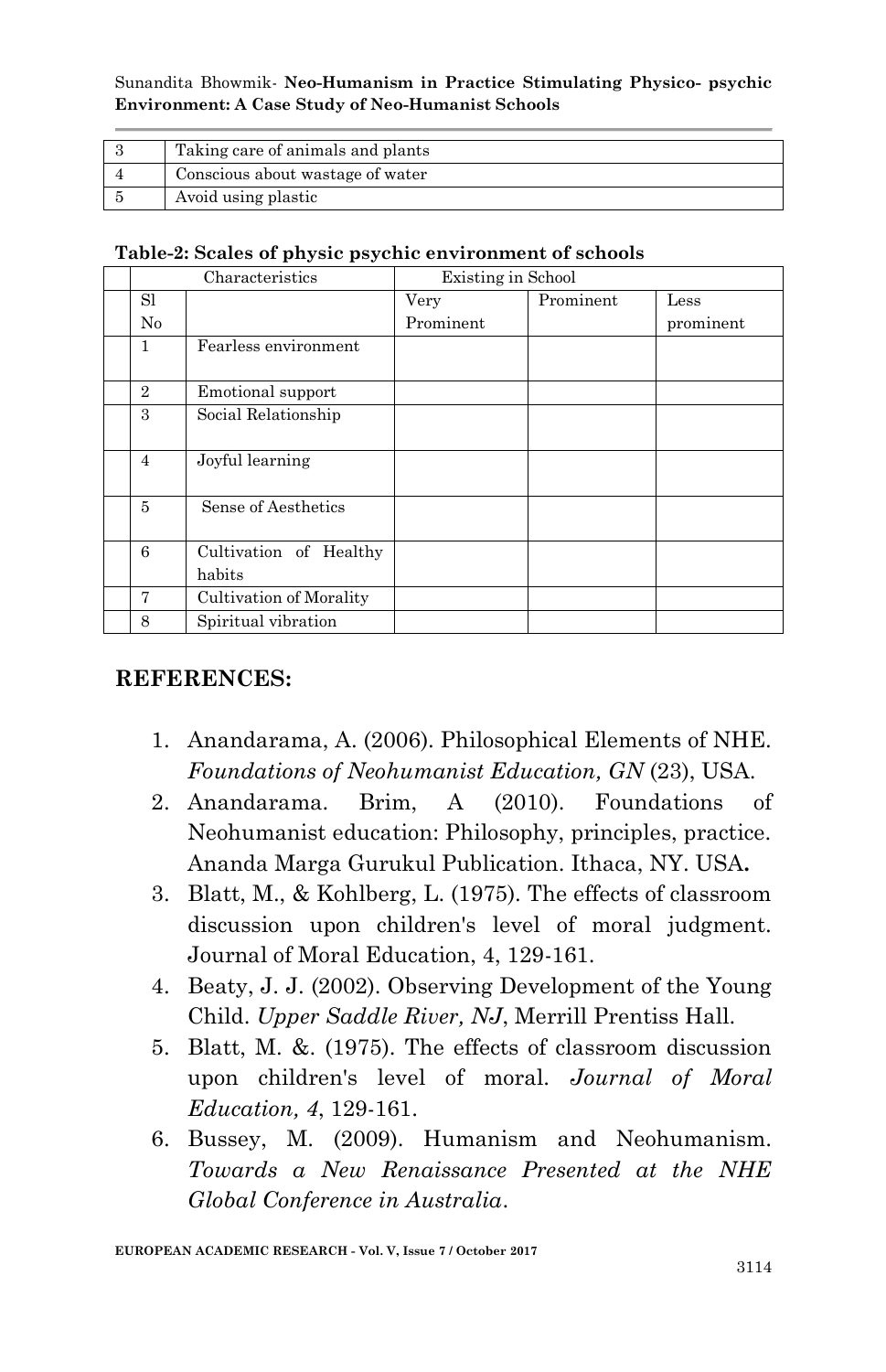| 3 | Taking care of animals and plants |
|---|---|
| 4 | Conscious about wastage of water |
| 5 | Avoid using plastic |

**Table-2: Scales of physic psychic environment of schools**

| | Characteristics | | Existing in School | | |
|---|---|---|---|---|---|
| | Sl No | | Very Prominent | Prominent | Less prominent |
| | 1 | Fearless environment | | | |
| | 2 | Emotional support | | | |
| | 3 | Social Relationship | | | |
| | 4 | Joyful learning | | | |
| | 5 | Sense of Aesthetics | | | |
| | 6 | Cultivation of Healthy habits | | | |
| | 7 | Cultivation of Morality | | | |
| | 8 | Spiritual vibration | | | |

## REFERENCES:

1. Anandarama, A. (2006). Philosophical Elements of NHE. *Foundations of Neohumanist Education, GN* (23), USA.
2. Anandarama. Brim, A (2010). Foundations of Neohumanist education: Philosophy, principles, practice. Ananda Marga Gurukul Publication. Ithaca, NY. USA**.**
3. Blatt, M., & Kohlberg, L. (1975). The effects of classroom discussion upon children's level of moral judgment. Journal of Moral Education, 4, 129-161.
4. Beaty, J. J. (2002). Observing Development of the Young Child. *Upper Saddle River, NJ*, Merrill Prentiss Hall.
5. Blatt, M. &. (1975). The effects of classroom discussion upon children's level of moral. *Journal of Moral Education, 4*, 129-161.
6. Bussey, M. (2009). Humanism and Neohumanism. *Towards a New Renaissance Presented at the NHE Global Conference in Australia*.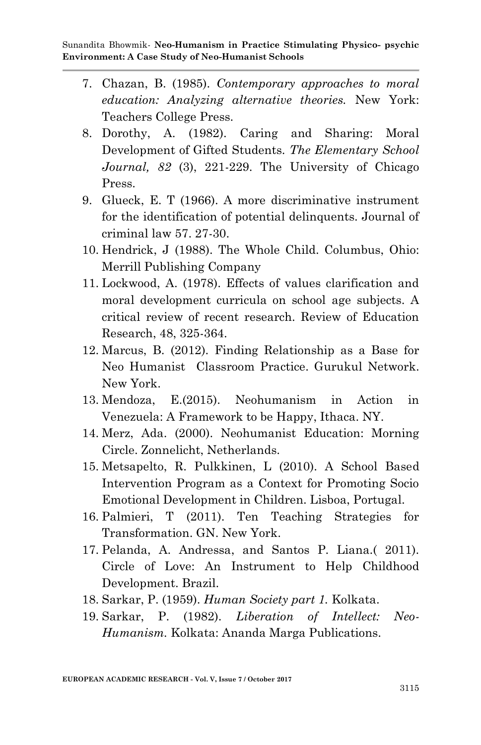7. Chazan, B. (1985). *Contemporary approaches to moral education: Analyzing alternative theories.* New York: Teachers College Press.
8. Dorothy, A. (1982). Caring and Sharing: Moral Development of Gifted Students. *The Elementary School Journal, 82* (3), 221-229. The University of Chicago Press.
9. Glueck, E. T (1966). A more discriminative instrument for the identification of potential delinquents. Journal of criminal law 57. 27-30.
10. Hendrick, J (1988). The Whole Child. Columbus, Ohio: Merrill Publishing Company
11. Lockwood, A. (1978). Effects of values clarification and moral development curricula on school age subjects. A critical review of recent research. Review of Education Research, 48, 325-364.
12. Marcus, B. (2012). Finding Relationship as a Base for Neo Humanist Classroom Practice. Gurukul Network. New York.
13. Mendoza, E.(2015). Neohumanism in Action in Venezuela: A Framework to be Happy, Ithaca. NY.
14. Merz, Ada. (2000). Neohumanist Education: Morning Circle. Zonnelicht, Netherlands.
15. Metsapelto, R. Pulkkinen, L (2010). A School Based Intervention Program as a Context for Promoting Socio Emotional Development in Children. Lisboa, Portugal.
16. Palmieri, T (2011). Ten Teaching Strategies for Transformation. GN. New York.
17. Pelanda, A. Andressa, and Santos P. Liana.( 2011). Circle of Love: An Instrument to Help Childhood Development. Brazil.
18. Sarkar, P. (1959). *Human Society part 1.* Kolkata.
19. Sarkar, P. (1982). *Liberation of Intellect: Neo-Humanism.* Kolkata: Ananda Marga Publications.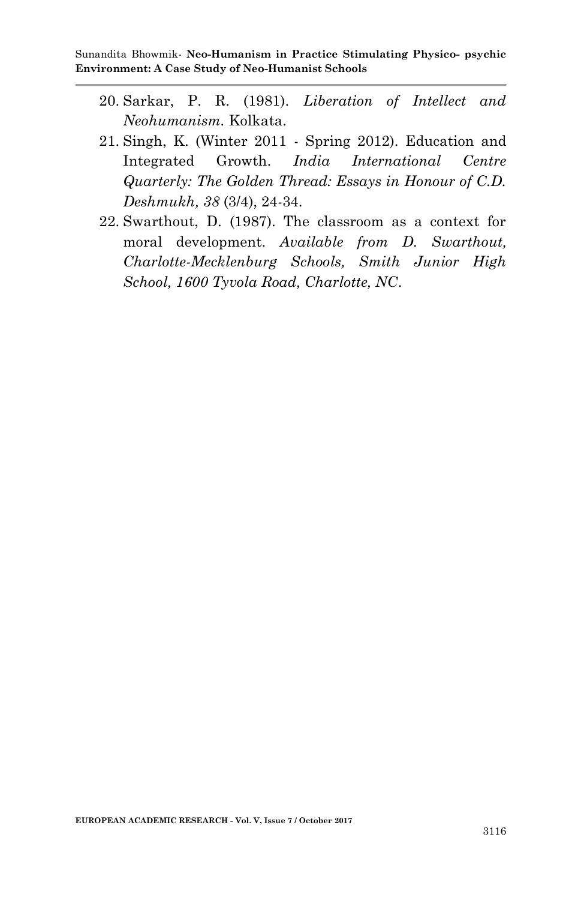20. Sarkar, P. R. (1981). *Liberation of Intellect and Neohumanism*. Kolkata.
21. Singh, K. (Winter 2011 - Spring 2012). Education and Integrated Growth. *India International Centre Quarterly: The Golden Thread: Essays in Honour of C.D. Deshmukh, 38* (3/4), 24-34.
22. Swarthout, D. (1987). The classroom as a context for moral development. *Available from D. Swarthout, Charlotte-Mecklenburg Schools, Smith Junior High School, 1600 Tyvola Road, Charlotte, NC*.